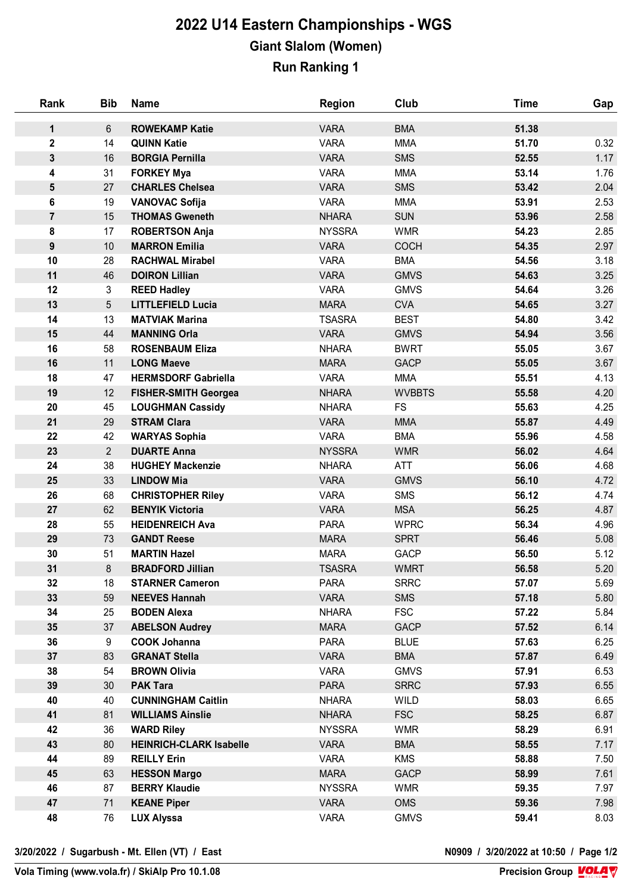# 2022 U14 Eastern Championships - WGS

## Giant Slalom (Women)

## Run Ranking 1

| Rank | Bib | Name | Region | Club | Time | Gap |
|---|---|---|---|---|---|---|
| 1 | 6 | ROWEKAMP Katie | VARA | BMA | 51.38 | |
| 2 | 14 | QUINN Katie | VARA | MMA | 51.70 | 0.32 |
| 3 | 16 | BORGIA Pernilla | VARA | SMS | 52.55 | 1.17 |
| 4 | 31 | FORKEY Mya | VARA | MMA | 53.14 | 1.76 |
| 5 | 27 | CHARLES Chelsea | VARA | SMS | 53.42 | 2.04 |
| 6 | 19 | VANOVAC Sofija | VARA | MMA | 53.91 | 2.53 |
| 7 | 15 | THOMAS Gweneth | NHARA | SUN | 53.96 | 2.58 |
| 8 | 17 | ROBERTSON Anja | NYSSRA | WMR | 54.23 | 2.85 |
| 9 | 10 | MARRON Emilia | VARA | COCH | 54.35 | 2.97 |
| 10 | 28 | RACHWAL Mirabel | VARA | BMA | 54.56 | 3.18 |
| 11 | 46 | DOIRON Lillian | VARA | GMVS | 54.63 | 3.25 |
| 12 | 3 | REED Hadley | VARA | GMVS | 54.64 | 3.26 |
| 13 | 5 | LITTLEFIELD Lucia | MARA | CVA | 54.65 | 3.27 |
| 14 | 13 | MATVIAK Marina | TSASRA | BEST | 54.80 | 3.42 |
| 15 | 44 | MANNING Orla | VARA | GMVS | 54.94 | 3.56 |
| 16 | 58 | ROSENBAUM Eliza | NHARA | BWRT | 55.05 | 3.67 |
| 16 | 11 | LONG Maeve | MARA | GACP | 55.05 | 3.67 |
| 18 | 47 | HERMSDORF Gabriella | VARA | MMA | 55.51 | 4.13 |
| 19 | 12 | FISHER-SMITH Georgea | NHARA | WVBBTS | 55.58 | 4.20 |
| 20 | 45 | LOUGHMAN Cassidy | NHARA | FS | 55.63 | 4.25 |
| 21 | 29 | STRAM Clara | VARA | MMA | 55.87 | 4.49 |
| 22 | 42 | WARYAS Sophia | VARA | BMA | 55.96 | 4.58 |
| 23 | 2 | DUARTE Anna | NYSSRA | WMR | 56.02 | 4.64 |
| 24 | 38 | HUGHEY Mackenzie | NHARA | ATT | 56.06 | 4.68 |
| 25 | 33 | LINDOW Mia | VARA | GMVS | 56.10 | 4.72 |
| 26 | 68 | CHRISTOPHER Riley | VARA | SMS | 56.12 | 4.74 |
| 27 | 62 | BENYIK Victoria | VARA | MSA | 56.25 | 4.87 |
| 28 | 55 | HEIDENREICH Ava | PARA | WPRC | 56.34 | 4.96 |
| 29 | 73 | GANDT Reese | MARA | SPRT | 56.46 | 5.08 |
| 30 | 51 | MARTIN Hazel | MARA | GACP | 56.50 | 5.12 |
| 31 | 8 | BRADFORD Jillian | TSASRA | WMRT | 56.58 | 5.20 |
| 32 | 18 | STARNER Cameron | PARA | SRRC | 57.07 | 5.69 |
| 33 | 59 | NEEVES Hannah | VARA | SMS | 57.18 | 5.80 |
| 34 | 25 | BODEN Alexa | NHARA | FSC | 57.22 | 5.84 |
| 35 | 37 | ABELSON Audrey | MARA | GACP | 57.52 | 6.14 |
| 36 | 9 | COOK Johanna | PARA | BLUE | 57.63 | 6.25 |
| 37 | 83 | GRANAT Stella | VARA | BMA | 57.87 | 6.49 |
| 38 | 54 | BROWN Olivia | VARA | GMVS | 57.91 | 6.53 |
| 39 | 30 | PAK Tara | PARA | SRRC | 57.93 | 6.55 |
| 40 | 40 | CUNNINGHAM Caitlin | NHARA | WILD | 58.03 | 6.65 |
| 41 | 81 | WILLIAMS Ainslie | NHARA | FSC | 58.25 | 6.87 |
| 42 | 36 | WARD Riley | NYSSRA | WMR | 58.29 | 6.91 |
| 43 | 80 | HEINRICH-CLARK Isabelle | VARA | BMA | 58.55 | 7.17 |
| 44 | 89 | REILLY Erin | VARA | KMS | 58.88 | 7.50 |
| 45 | 63 | HESSON Margo | MARA | GACP | 58.99 | 7.61 |
| 46 | 87 | BERRY Klaudie | NYSSRA | WMR | 59.35 | 7.97 |
| 47 | 71 | KEANE Piper | VARA | OMS | 59.36 | 7.98 |
| 48 | 76 | LUX Alyssa | VARA | GMVS | 59.41 | 8.03 |

3/20/2022 / Sugarbush - Mt. Ellen (VT) / East

N0909 / 3/20/2022 at 10:50

Vola Timing (www.vola.fr) / SkiAlp Pro 10.1.08

Precision Group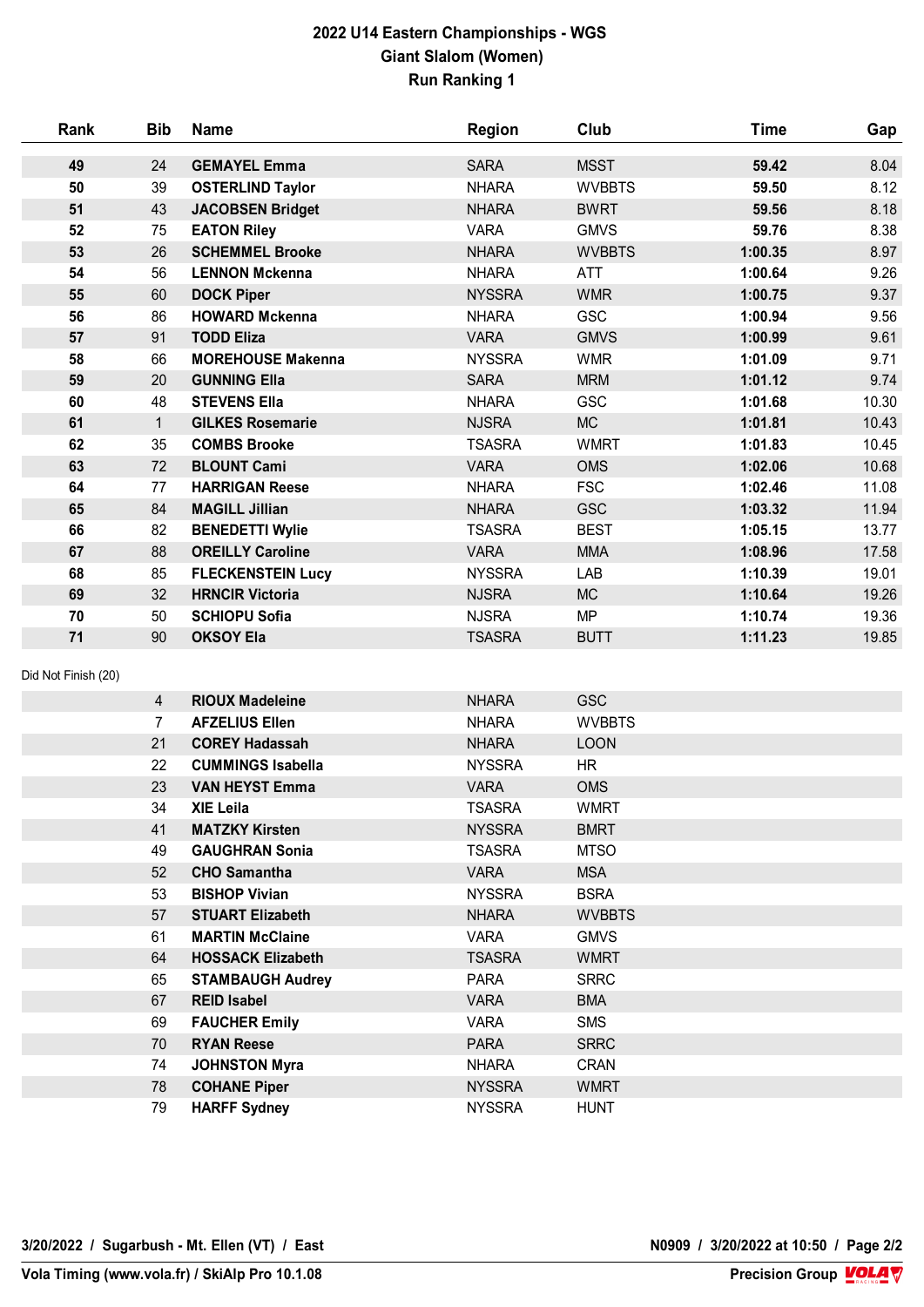# 2022 U14 Eastern Championships - WGS
## Giant Slalom (Women)
## Run Ranking 1

| Rank | Bib | Name | Region | Club | Time | Gap |
|---|---|---|---|---|---|---|
| 49 | 24 | GEMAYEL Emma | SARA | MSST | 59.42 | 8.04 |
| 50 | 39 | OSTERLIND Taylor | NHARA | WVBBTS | 59.50 | 8.12 |
| 51 | 43 | JACOBSEN Bridget | NHARA | BWRT | 59.56 | 8.18 |
| 52 | 75 | EATON Riley | VARA | GMVS | 59.76 | 8.38 |
| 53 | 26 | SCHEMMEL Brooke | NHARA | WVBBTS | 1:00.35 | 8.97 |
| 54 | 56 | LENNON Mckenna | NHARA | ATT | 1:00.64 | 9.26 |
| 55 | 60 | DOCK Piper | NYSSRA | WMR | 1:00.75 | 9.37 |
| 56 | 86 | HOWARD Mckenna | NHARA | GSC | 1:00.94 | 9.56 |
| 57 | 91 | TODD Eliza | VARA | GMVS | 1:00.99 | 9.61 |
| 58 | 66 | MOREHOUSE Makenna | NYSSRA | WMR | 1:01.09 | 9.71 |
| 59 | 20 | GUNNING Ella | SARA | MRM | 1:01.12 | 9.74 |
| 60 | 48 | STEVENS Ella | NHARA | GSC | 1:01.68 | 10.30 |
| 61 | 1 | GILKES Rosemarie | NJSRA | MC | 1:01.81 | 10.43 |
| 62 | 35 | COMBS Brooke | TSASRA | WMRT | 1:01.83 | 10.45 |
| 63 | 72 | BLOUNT Cami | VARA | OMS | 1:02.06 | 10.68 |
| 64 | 77 | HARRIGAN Reese | NHARA | FSC | 1:02.46 | 11.08 |
| 65 | 84 | MAGILL Jillian | NHARA | GSC | 1:03.32 | 11.94 |
| 66 | 82 | BENEDETTI Wylie | TSASRA | BEST | 1:05.15 | 13.77 |
| 67 | 88 | OREILLY Caroline | VARA | MMA | 1:08.96 | 17.58 |
| 68 | 85 | FLECKENSTEIN Lucy | NYSSRA | LAB | 1:10.39 | 19.01 |
| 69 | 32 | HRNCIR Victoria | NJSRA | MC | 1:10.64 | 19.26 |
| 70 | 50 | SCHIOPU Sofia | NJSRA | MP | 1:10.74 | 19.36 |
| 71 | 90 | OKSOY Ela | TSASRA | BUTT | 1:11.23 | 19.85 |

Did Not Finish (20)

| Rank | Bib | Name | Region | Club | Time | Gap |
|---|---|---|---|---|---|---|
| | 4 | RIOUX Madeleine | NHARA | GSC | | |
| | 7 | AFZELIUS Ellen | NHARA | WVBBTS | | |
| | 21 | COREY Hadassah | NHARA | LOON | | |
| | 22 | CUMMINGS Isabella | NYSSRA | HR | | |
| | 23 | VAN HEYST Emma | VARA | OMS | | |
| | 34 | XIE Leila | TSASRA | WMRT | | |
| | 41 | MATZKY Kirsten | NYSSRA | BMRT | | |
| | 49 | GAUGHRAN Sonia | TSASRA | MTSO | | |
| | 52 | CHO Samantha | VARA | MSA | | |
| | 53 | BISHOP Vivian | NYSSRA | BSRA | | |
| | 57 | STUART Elizabeth | NHARA | WVBBTS | | |
| | 61 | MARTIN McClaine | VARA | GMVS | | |
| | 64 | HOSSACK Elizabeth | TSASRA | WMRT | | |
| | 65 | STAMBAUGH Audrey | PARA | SRRC | | |
| | 67 | REID Isabel | VARA | BMA | | |
| | 69 | FAUCHER Emily | VARA | SMS | | |
| | 70 | RYAN Reese | PARA | SRRC | | |
| | 74 | JOHNSTON Myra | NHARA | CRAN | | |
| | 78 | COHANE Piper | NYSSRA | WMRT | | |
| | 79 | HARFF Sydney | NYSSRA | HUNT | | |

3/20/2022 / Sugarbush - Mt. Ellen (VT) / East

N0909 / 3/20/2022 at 10:50

Vola Timing (www.vola.fr) / SkiAlp Pro 10.1.08

Precision Group VOLA